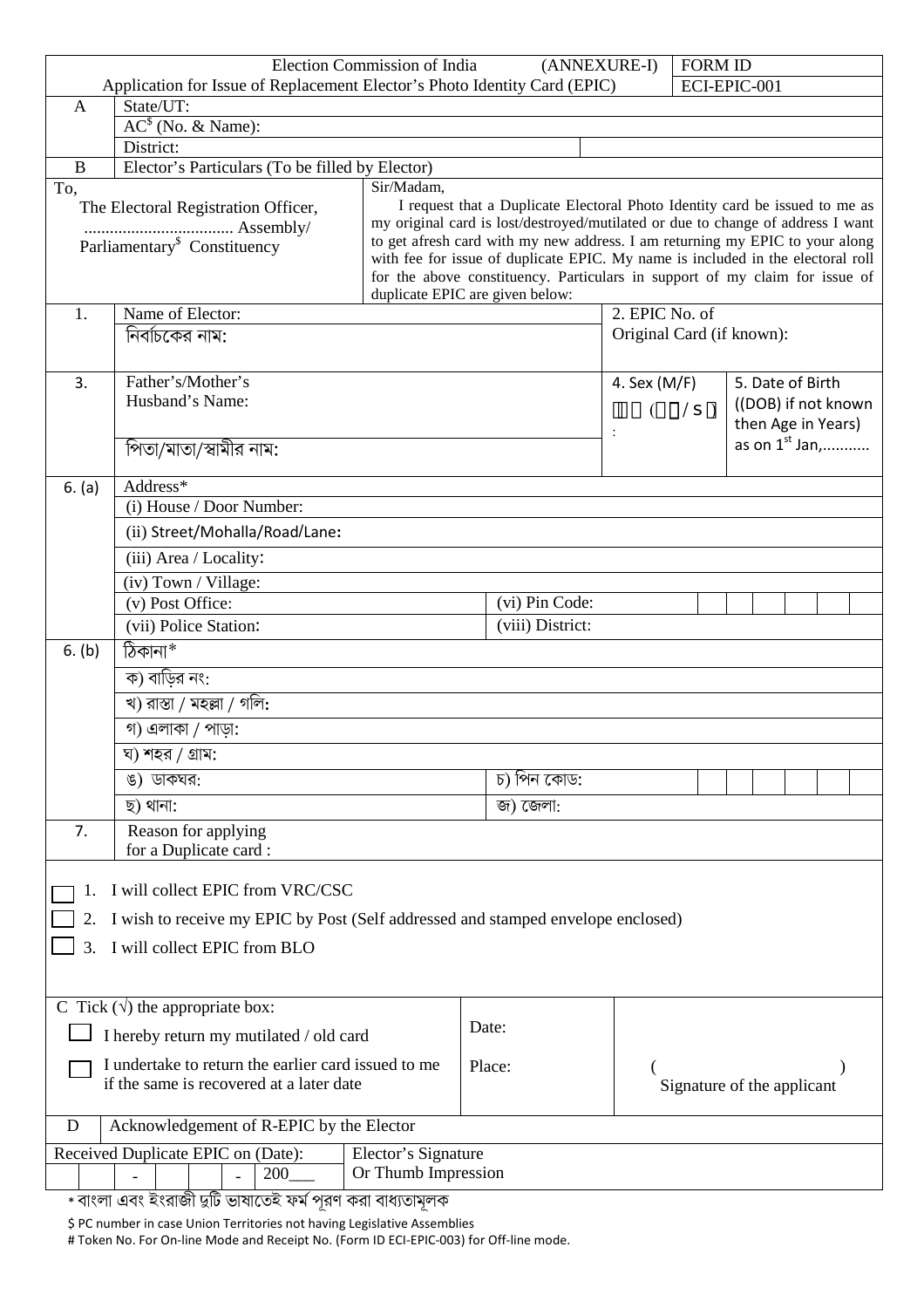| Election Commission of India | (ANNEXURE-I) | FORM ID |
|---|---|---|
| Application for Issue of Replacement Elector's Photo Identity Card (EPIC) | | ECI-EPIC-001 |

| | | |
|---|---|---|
| A | State/UT: | |
| | AC[$] (No. & Name): | |
| | District: | |
| B | Elector's Particulars (To be filled by Elector) | |

To,
The Electoral Registration Officer,
.................................. Assembly/
Parliamentary[$] Constituency

Sir/Madam,
I request that a Duplicate Electoral Photo Identity card be issued to me as my original card is lost/destroyed/mutilated or due to change of address I want to get afresh card with my new address. I am returning my EPIC to your along with fee for issue of duplicate EPIC. My name is included in the electoral roll for the above constituency. Particulars in support of my claim for issue of duplicate EPIC are given below:

| | | | | |
|---|---|---|---|---|
| 1. | Name of Elector: নির্বাচকের নাম: | | 2. EPIC No. of Original Card (if known): | |
| 3. | Father's/Mother's Husband's Name: পিতা/মাতা/স্বামীর নাম: | | 4. Sex (M/F) | 5. Date of Birth ((DOB) if not known then Age in Years) as on 1st Jan,........... |
| 6. (a) | Address* | | | |
| | (i) House / Door Number: | | | |
| | (ii) Street/Mohalla/Road/Lane: | | | |
| | (iii) Area / Locality: | | | |
| | (iv) Town / Village: | | | |
| | (v) Post Office: | (vi) Pin Code: | | |
| | (vii) Police Station: | (viii) District: | | |
| 6. (b) | ঠিকানা* | | | |
| | ক) বাড়ির নং: | | | |
| | খ) রাস্তা / মহল্লা / গলি: | | | |
| | গ) এলাকা / পাড়া: | | | |
| | ঘ) শহর / গ্রাম: | | | |
| | ঙ) ডাকঘর: | চ) পিন কোড: | | |
| | ছ) থানা: | জ) জেলা: | | |
| 7. | Reason for applying for a Duplicate card : | | | |

☐ 1. I will collect EPIC from VRC/CSC

☐ 2. I wish to receive my EPIC by Post (Self addressed and stamped envelope enclosed)

☐ 3. I will collect EPIC from BLO

C Tick (√) the appropriate box:

☐ I hereby return my mutilated / old card

☐ I undertake to return the earlier card issued to me if the same is recovered at a later date

Date:

Place:

( )
Signature of the applicant

| D | Acknowledgement of R-EPIC by the Elector |
|---|---|
| Received Duplicate EPIC on (Date): - - 200___ | Elector's Signature Or Thumb Impression |

* বাংলা এবং ইংরাজী দুটি ভাষাতেই ফর্ম পূরণ করা বাধ্যতামূলক

$ PC number in case Union Territories not having Legislative Assemblies

# Token No. For On-line Mode and Receipt No. (Form ID ECI-EPIC-003) for Off-line mode.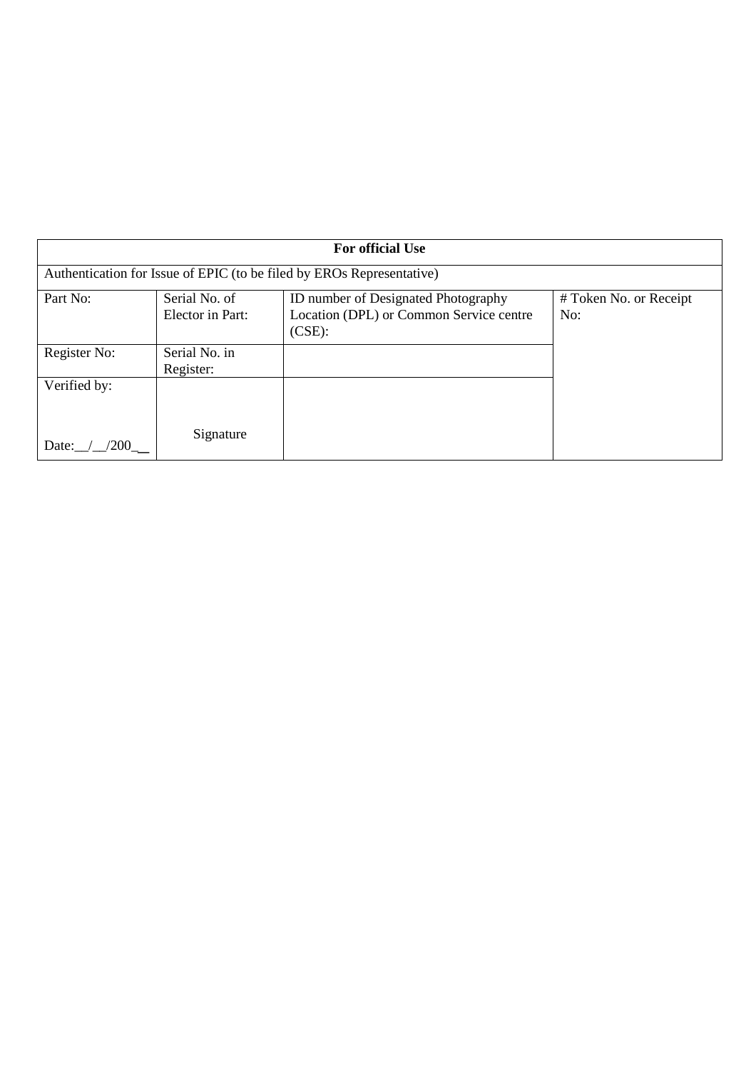| For official Use | | | |
|---|---|---|---|
| Authentication for Issue of EPIC (to be filed by EROs Representative) | | | |
| Part No: | Serial No. of Elector in Part: | ID number of Designated Photography Location (DPL) or Common Service centre (CSE): | # Token No. or Receipt No: |
| Register No: | Serial No. in Register: | | |
| Verified by: Date:__/__/200__ | Signature | | |